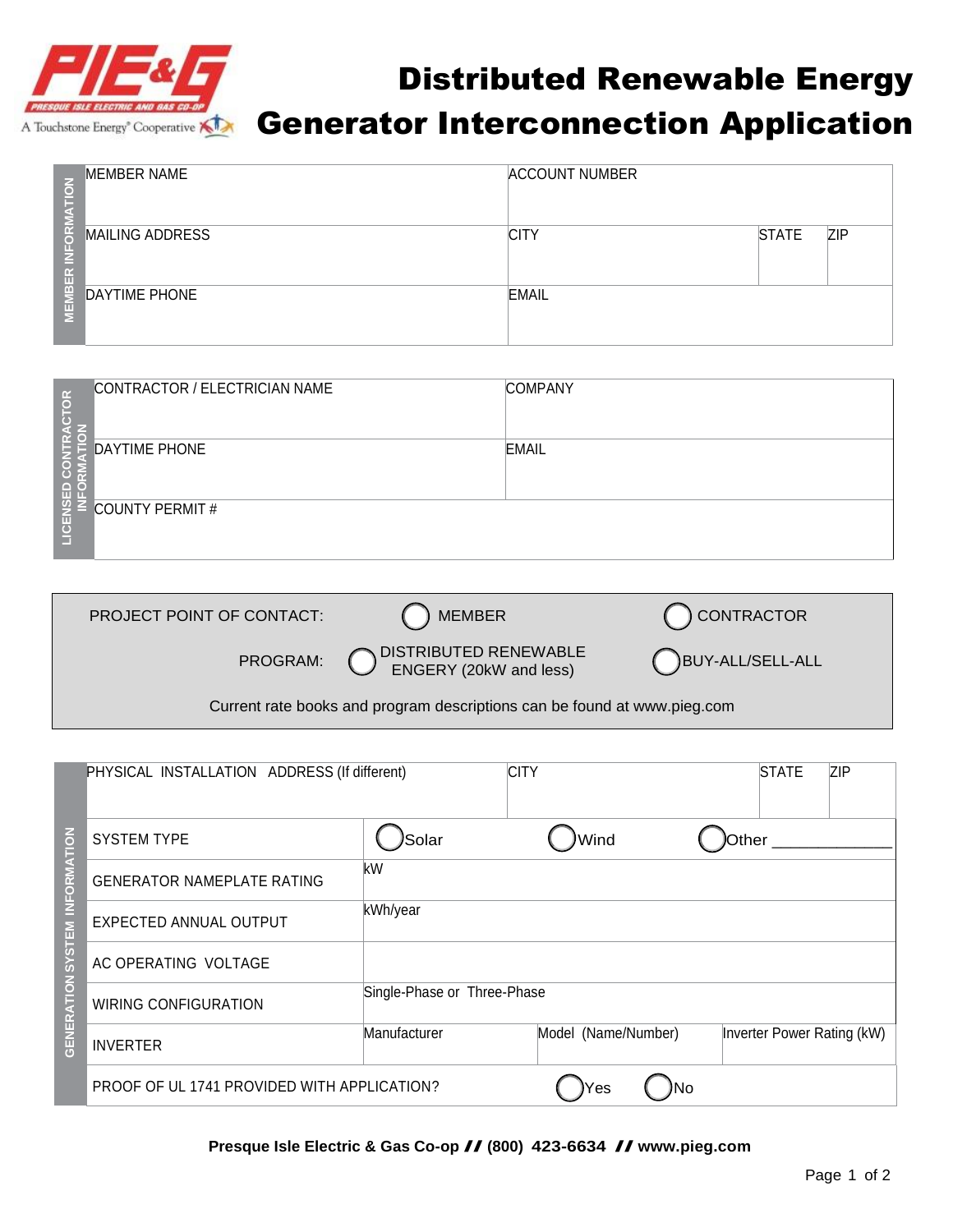PIE&G
PRESQUE ISLE ELECTRIC AND GAS CO-OP
A Touchstone Energy® Cooperative

# Distributed Renewable Energy Generator Interconnection Application

**MEMBER INFORMATION**

| MEMBER NAME | ACCOUNT NUMBER | | |
|---|---|---|---|
| MAILING ADDRESS | CITY | STATE | ZIP |
| DAYTIME PHONE | EMAIL | | |

**LICENSED CONTRACTOR INFORMATION**

| CONTRACTOR / ELECTRICIAN NAME | COMPANY |
|---|---|
| DAYTIME PHONE | EMAIL |
| COUNTY PERMIT # | |

PROJECT POINT OF CONTACT: ◯ MEMBER ◯ CONTRACTOR

PROGRAM: ◯ DISTRIBUTED RENEWABLE ENGERY (20kW and less) ◯ BUY-ALL/SELL-ALL

Current rate books and program descriptions can be found at www.pieg.com

**GENERATION SYSTEM INFORMATION**

| PHYSICAL INSTALLATION ADDRESS (If different) | | CITY | STATE | ZIP |
|---|---|---|---|---|
| SYSTEM TYPE | ◯ Solar | ◯ Wind | ◯ Other ____________ | |
| GENERATOR NAMEPLATE RATING | kW | | | |
| EXPECTED ANNUAL OUTPUT | kWh/year | | | |
| AC OPERATING VOLTAGE | | | | |
| WIRING CONFIGURATION | Single-Phase or Three-Phase | | | |
| INVERTER | Manufacturer | Model (Name/Number) | Inverter Power Rating (kW) | |
| PROOF OF UL 1741 PROVIDED WITH APPLICATION? | | ◯ Yes ◯ No | | |

**Presque Isle Electric & Gas Co-op // (800) 423-6634 // www.pieg.com**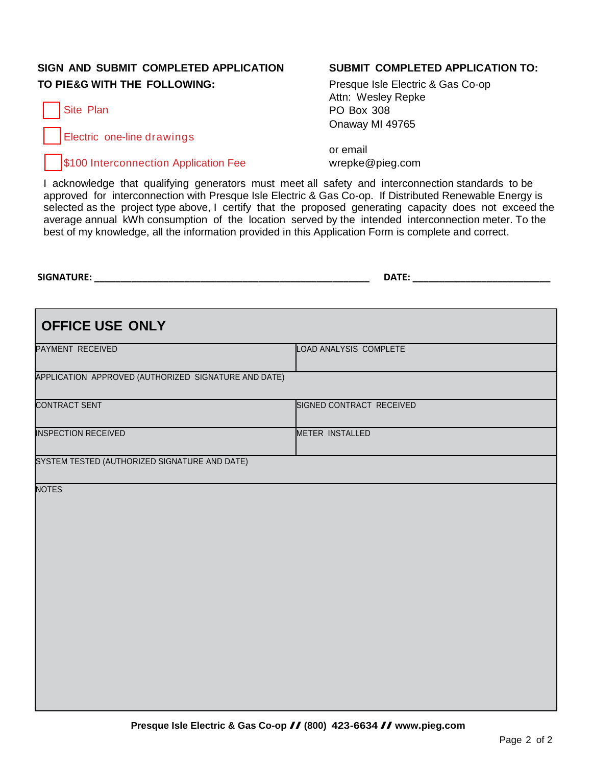**SIGN AND SUBMIT COMPLETED APPLICATION TO PIE&G WITH THE FOLLOWING:**

- ☐ Site Plan
- ☐ Electric one-line drawings
- ☐ $100 Interconnection Application Fee

**SUBMIT COMPLETED APPLICATION TO:**

Presque Isle Electric & Gas Co-op
Attn: Wesley Repke
PO Box 308
Onaway MI 49765

or email
wrepke@pieg.com

I acknowledge that qualifying generators must meet all safety and interconnection standards to be approved for interconnection with Presque Isle Electric & Gas Co-op. If Distributed Renewable Energy is selected as the project type above, I certify that the proposed generating capacity does not exceed the average annual kWh consumption of the location served by the intended interconnection meter. To the best of my knowledge, all the information provided in this Application Form is complete and correct.

**SIGNATURE:** ______________________________ **DATE:** ____________________

## OFFICE USE ONLY

| | |
|---|---|
| PAYMENT RECEIVED | LOAD ANALYSIS COMPLETE |
| APPLICATION APPROVED (AUTHORIZED SIGNATURE AND DATE) | |
| CONTRACT SENT | SIGNED CONTRACT RECEIVED |
| INSPECTION RECEIVED | METER INSTALLED |
| SYSTEM TESTED (AUTHORIZED SIGNATURE AND DATE) | |
| NOTES | |

**Presque Isle Electric & Gas Co-op // (800) 423-6634 // www.pieg.com**